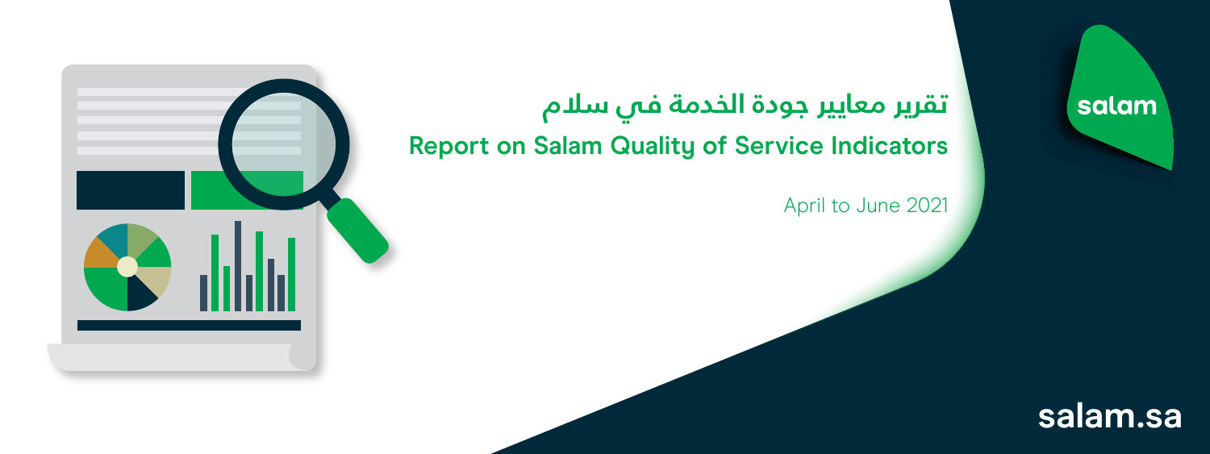# تقرير معايير جودة الخدمة في سلام

# Report on Salam Quality of Service Indicators

April to June 2021

salam

salam.sa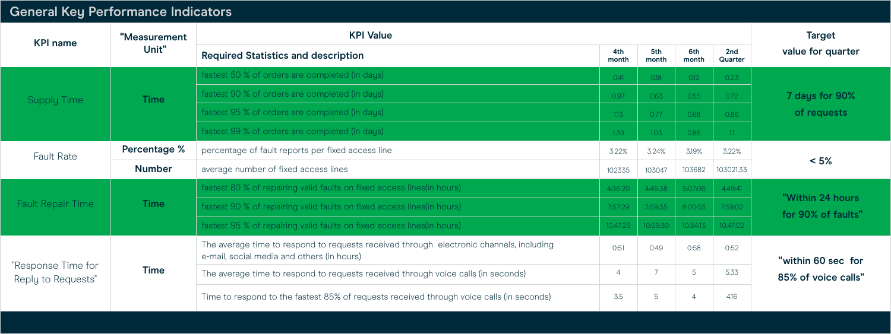## General Key Performance Indicators

| KPI name | "Measurement Unit" | KPI Value | | | | | Target value for quarter |
|---|---|---|---|---|---|---|---|
| | | Required Statistics and description | 4th month | 5th month | 6th month | 2nd Quarter | |
| Supply Time | Time | fastest 50 % of orders are completed (in days) | 0.41 | 0.18 | 0.12 | 0.23 | 7 days for 90% of requests |
| | | fastest 90 % of orders are completed (in days) | 0.97 | 0.63 | 0.55 | 0.72 | |
| | | fastest 95 % of orders are completed (in days) | 1.13 | 0.77 | 0.68 | 0.86 | |
| | | fastest 99 % of orders are completed (in days) | 1.39 | 1.03 | 0.86 | 1.1 | |
| Fault Rate | Percentage % | percentage of fault reports per fixed access line | 3.22% | 3.24% | 3.19% | 3.22% | < 5% |
| | Number | average number of fixed access lines | 102335 | 103047 | 103682 | 103021.33 | |
| Fault Repair Time | Time | fastest 80 % of repairing valid faults on fixed access lines(in hours) | 4:36:20 | 4:45:38 | 5:07:06 | 4:49:41 | "Within 24 hours for 90% of faults" |
| | | fastest 90 % of repairing valid faults on fixed access lines(in hours) | 7:57:29 | 7:59:35 | 8:00:03 | 7:59:02 | |
| | | fastest 95 % of repairing valid faults on fixed access lines(in hours) | 10:47:23 | 10:59:30 | 10:34:13 | 10:47:02 | |
| "Response Time for Reply to Requests" | Time | The average time to respond to requests received through electonic channels, including e-mail, social media and others (in hours) | 0:51 | 0:49 | 0:58 | 0:52 | "within 60 sec for 85% of voice calls" |
| | | The average time to respond to requests received through voice calls (in seconds) | 4 | 7 | 5 | 5.33 | |
| | | Time to respond to the fastest 85% of requests received through voice calls (in seconds) | 3.5 | 5 | 4 | 4.16 | |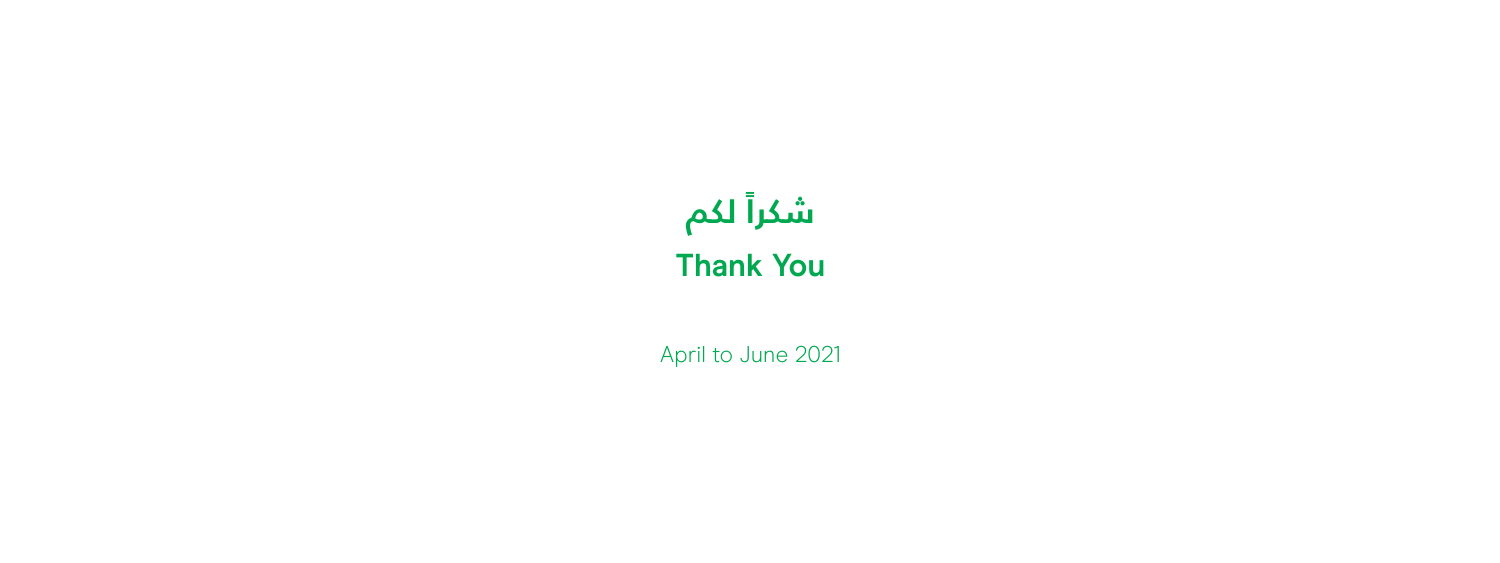# شكراً لكم

# Thank You

April to June 2021